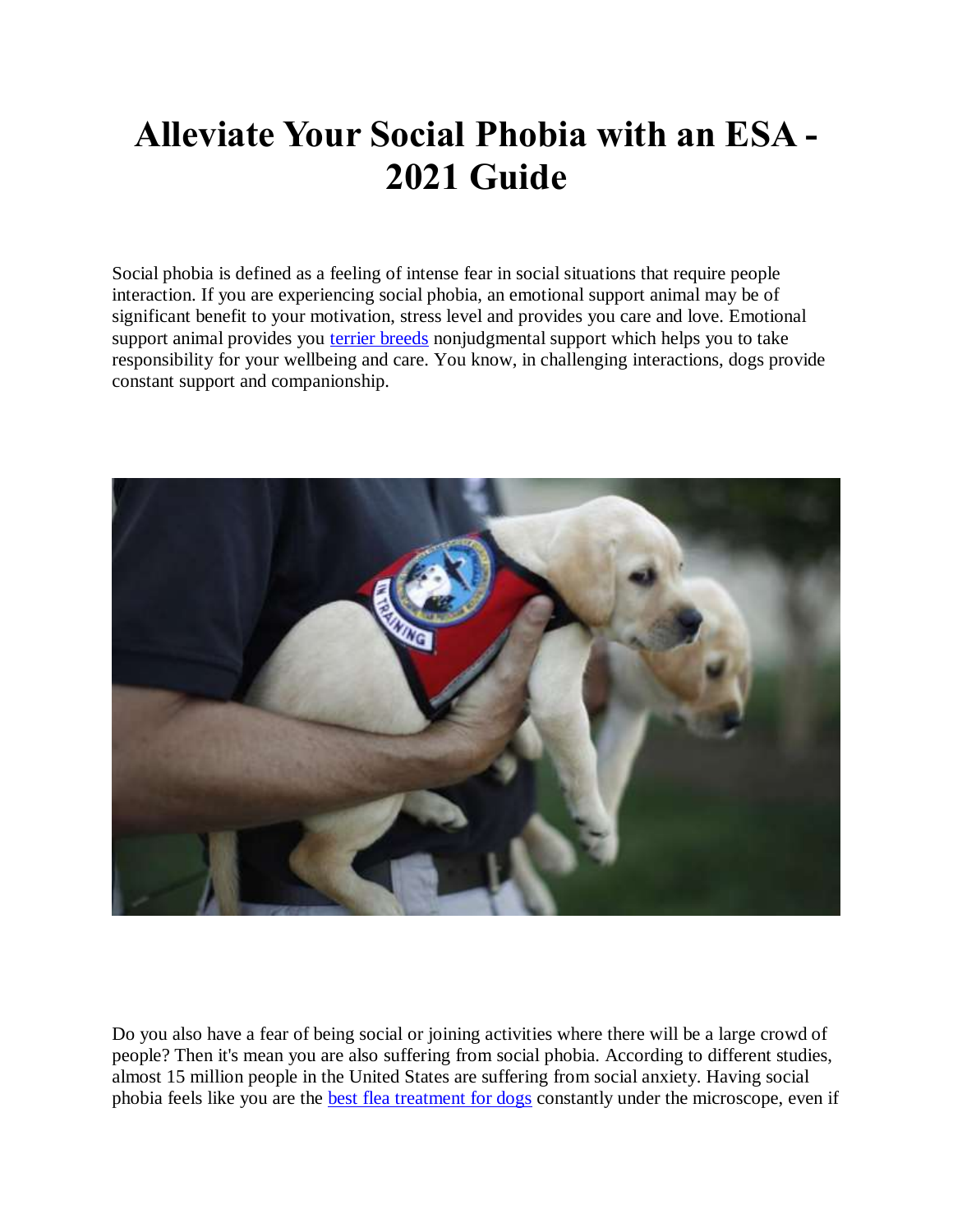# Alleviate Your Social Phobia with an ESA - 2021 Guide

Social phobia is defined as a feeling of intense fear in social situations that require people interaction. If you are experiencing social phobia, an emotional support animal may be of significant benefit to your motivation, stress level and provides you care and love. Emotional support animal provides you [terrier breeds]() nonjudgmental support which helps you to take responsibility for your wellbeing and care. You know, in challenging interactions, dogs provide constant support and companionship.

Do you also have a fear of being social or joining activities where there will be a large crowd of people? Then it's mean you are also suffering from social phobia. According to different studies, almost 15 million people in the United States are suffering from social anxiety. Having social phobia feels like you are the [best flea treatment for dogs]() constantly under the microscope, even if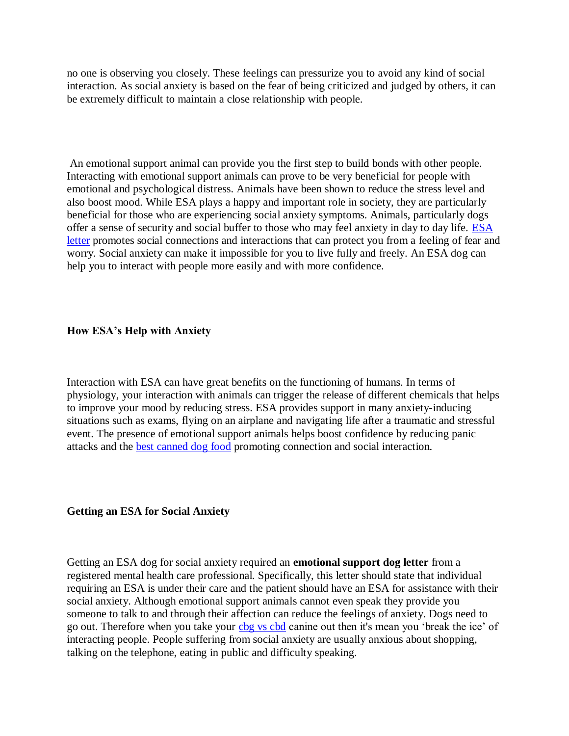no one is observing you closely. These feelings can pressurize you to avoid any kind of social interaction. As social anxiety is based on the fear of being criticized and judged by others, it can be extremely difficult to maintain a close relationship with people.

An emotional support animal can provide you the first step to build bonds with other people. Interacting with emotional support animals can prove to be very beneficial for people with emotional and psychological distress. Animals have been shown to reduce the stress level and also boost mood. While ESA plays a happy and important role in society, they are particularly beneficial for those who are experiencing social anxiety symptoms. Animals, particularly dogs offer a sense of security and social buffer to those who may feel anxiety in day to day life. ESA letter promotes social connections and interactions that can protect you from a feeling of fear and worry. Social anxiety can make it impossible for you to live fully and freely. An ESA dog can help you to interact with people more easily and with more confidence.

**How ESA's Help with Anxiety**

Interaction with ESA can have great benefits on the functioning of humans. In terms of physiology, your interaction with animals can trigger the release of different chemicals that helps to improve your mood by reducing stress. ESA provides support in many anxiety-inducing situations such as exams, flying on an airplane and navigating life after a traumatic and stressful event. The presence of emotional support animals helps boost confidence by reducing panic attacks and the best canned dog food promoting connection and social interaction.

**Getting an ESA for Social Anxiety**

Getting an ESA dog for social anxiety required an **emotional support dog letter** from a registered mental health care professional. Specifically, this letter should state that individual requiring an ESA is under their care and the patient should have an ESA for assistance with their social anxiety. Although emotional support animals cannot even speak they provide you someone to talk to and through their affection can reduce the feelings of anxiety. Dogs need to go out. Therefore when you take your cbg vs cbd canine out then it's mean you 'break the ice' of interacting people. People suffering from social anxiety are usually anxious about shopping, talking on the telephone, eating in public and difficulty speaking.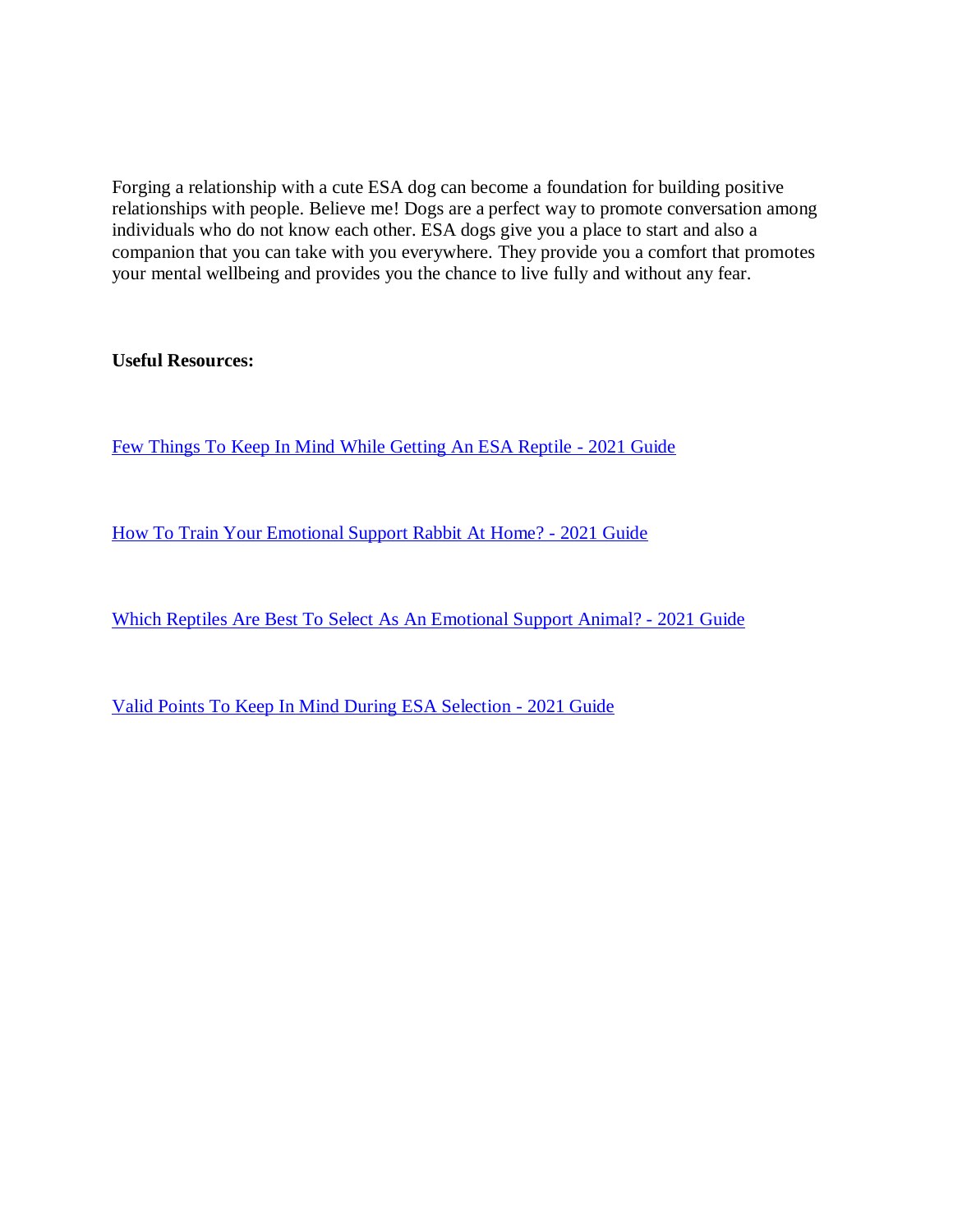Forging a relationship with a cute ESA dog can become a foundation for building positive relationships with people. Believe me! Dogs are a perfect way to promote conversation among individuals who do not know each other. ESA dogs give you a place to start and also a companion that you can take with you everywhere. They provide you a comfort that promotes your mental wellbeing and provides you the chance to live fully and without any fear.

**Useful Resources:**

Few Things To Keep In Mind While Getting An ESA Reptile - 2021 Guide

How To Train Your Emotional Support Rabbit At Home? - 2021 Guide

Which Reptiles Are Best To Select As An Emotional Support Animal? - 2021 Guide

Valid Points To Keep In Mind During ESA Selection - 2021 Guide